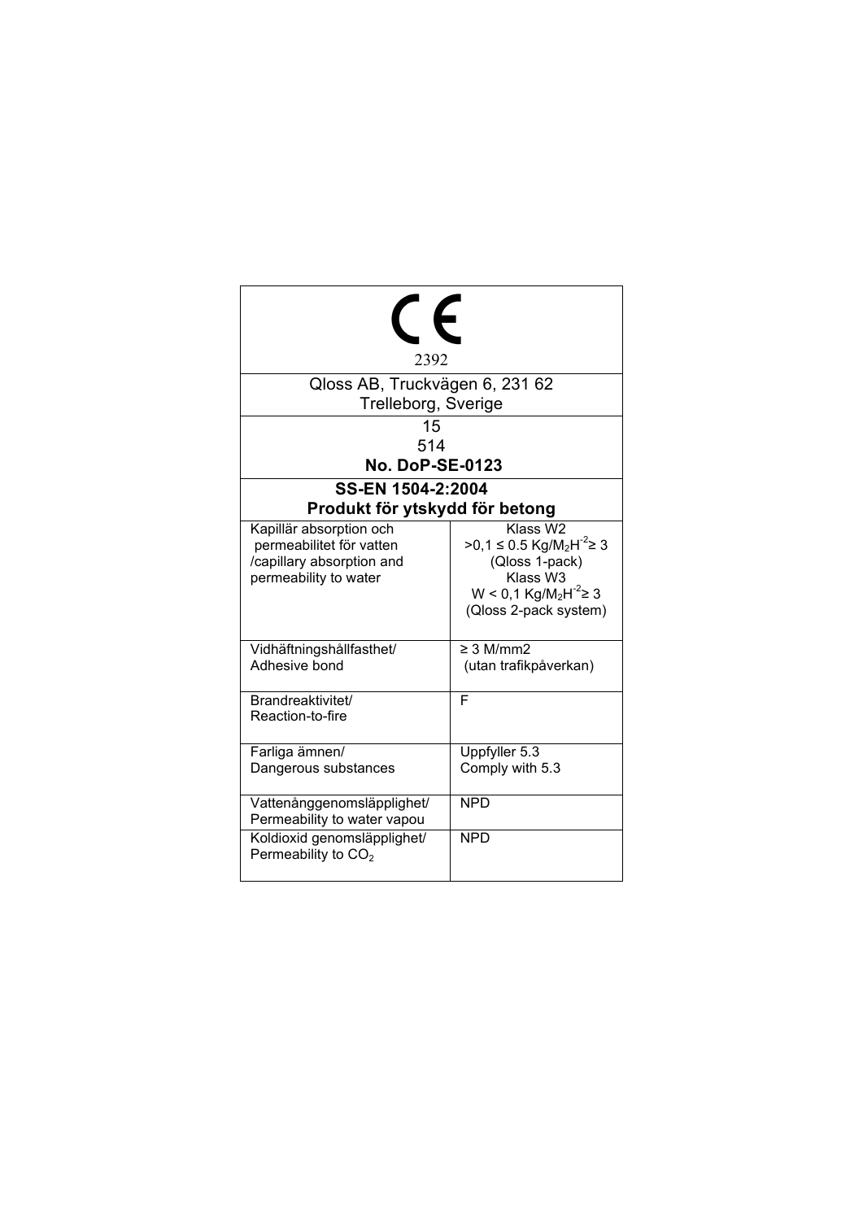| CE<br>2392 | |
|---|---|
| Qloss AB, Truckvägen 6, 231 62<br>Trelleborg, Sverige | |
| 15<br>514<br>**No. DoP-SE-0123** | |
| **SS-EN 1504-2:2004**<br>**Produkt för ytskydd för betong** | |
| Kapillär absorption och permeabilitet för vatten /capillary absorption and permeability to water | Klass W2<br>>0,1 ≤ 0.5 $Kg/M_2H^{-2}$≥ 3<br>(Qloss 1-pack)<br>Klass W3<br>W < 0,1 $Kg/M_2H^{-2}$≥ 3<br>(Qloss 2-pack system) |
| Vidhäftningshållfasthet/<br>Adhesive bond | ≥ 3 M/mm2<br>(utan trafikpåverkan) |
| Brandreaktivitet/<br>Reaction-to-fire | F |
| Farliga ämnen/<br>Dangerous substances | Uppfyller 5.3<br>Comply with 5.3 |
| Vattenånggenomsläpplighet/<br>Permeability to water vapou | NPD |
| Koldioxid genomsläpplighet/<br>Permeability to $CO_2$ | NPD |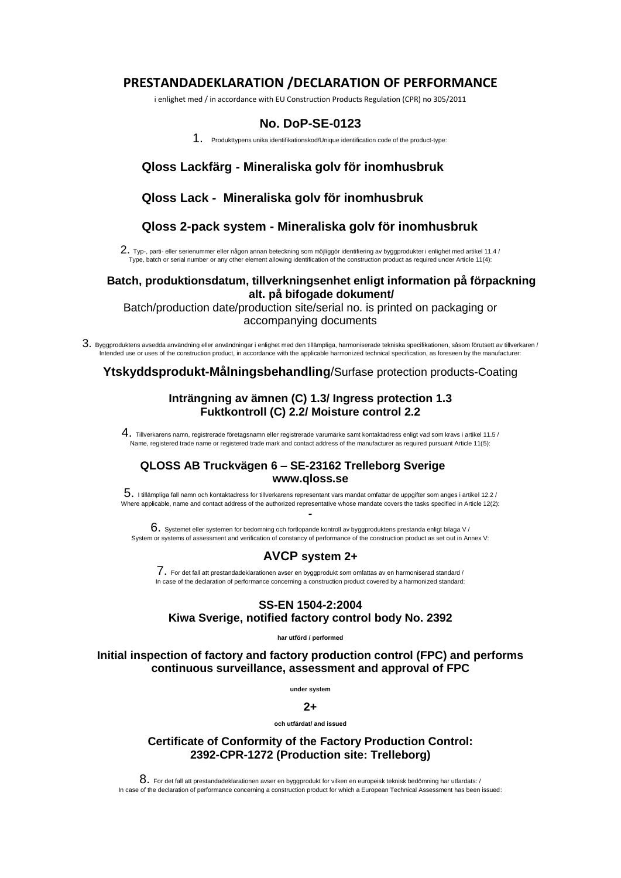# PRESTANDADEKLARATION /DECLARATION OF PERFORMANCE

i enlighet med / in accordance with EU Construction Products Regulation (CPR) no 305/2011

## No. DoP-SE-0123

1. Produkttypens unika identifikationskod/Unique identification code of the product-type:

**Qloss Lackfärg - Mineraliska golv för inomhusbruk**

**Qloss Lack - Mineraliska golv för inomhusbruk**

**Qloss 2-pack system - Mineraliska golv för inomhusbruk**

2. Typ-, parti- eller serienummer eller någon annan beteckning som möjliggör identifiering av byggprodukter i enlighet med artikel 11.4 / Type, batch or serial number or any other element allowing identification of the construction product as required under Article 11(4):

**Batch, produktionsdatum, tillverkningsenhet enligt information på förpackning alt. på bifogade dokument/**
Batch/production date/production site/serial no. is printed on packaging or accompanying documents

3. Byggproduktens avsedda användning eller användningar i enlighet med den tillämpliga, harmoniserade tekniska specifikationen, såsom förutsett av tillverkaren / Intended use or uses of the construction product, in accordance with the applicable harmonized technical specification, as foreseen by the manufacturer:

**Ytskyddsprodukt-Målningsbehandling**/Surfase protection products-Coating

**Inträngning av ämnen (C) 1.3/ Ingress protection 1.3**
**Fuktkontroll (C) 2.2/ Moisture control 2.2**

4. Tillverkarens namn, registrerade företagsnamn eller registrerade varumärke samt kontaktadress enligt vad som krävs i artikel 11.5 / Name, registered trade name or registered trade mark and contact address of the manufacturer as required pursuant Article 11(5):

**QLOSS AB Truckvägen 6 – SE-23162 Trelleborg Sverige**
**www.qloss.se**

5. I tillämpliga fall namn och kontaktadress för tillverkarens representant vars mandat omfattar de uppgifter som anges i artikel 12.2 / Where applicable, name and contact address of the authorized representative whose mandate covers the tasks specified in Article 12(2):

**-**

6. Systemet eller systemen för bedömning och fortlöpande kontroll av byggproduktens prestanda enligt bilaga V / System or systems of assessment and verification of constancy of performance of the construction product as set out in Annex V:

**AVCP system 2+**

7. For det fall att prestandadeklarationen avser en byggprodukt som omfattas av en harmoniserad standard / In case of the declaration of performance concerning a construction product covered by a harmonized standard:

**SS-EN 1504-2:2004**
**Kiwa Sverige, notified factory control body No. 2392**

**har utförd / performed**

**Initial inspection of factory and factory production control (FPC) and performs continuous surveillance, assessment and approval of FPC**

**under system**

**2+**

**och utfärdat/ and issued**

**Certificate of Conformity of the Factory Production Control:**
**2392-CPR-1272 (Production site: Trelleborg)**

8. For det fall att prestandadeklarationen avser en byggprodukt för vilken en europeisk teknisk bedömning har utfardats: / In case of the declaration of performance concerning a construction product for which a European Technical Assessment has been issued: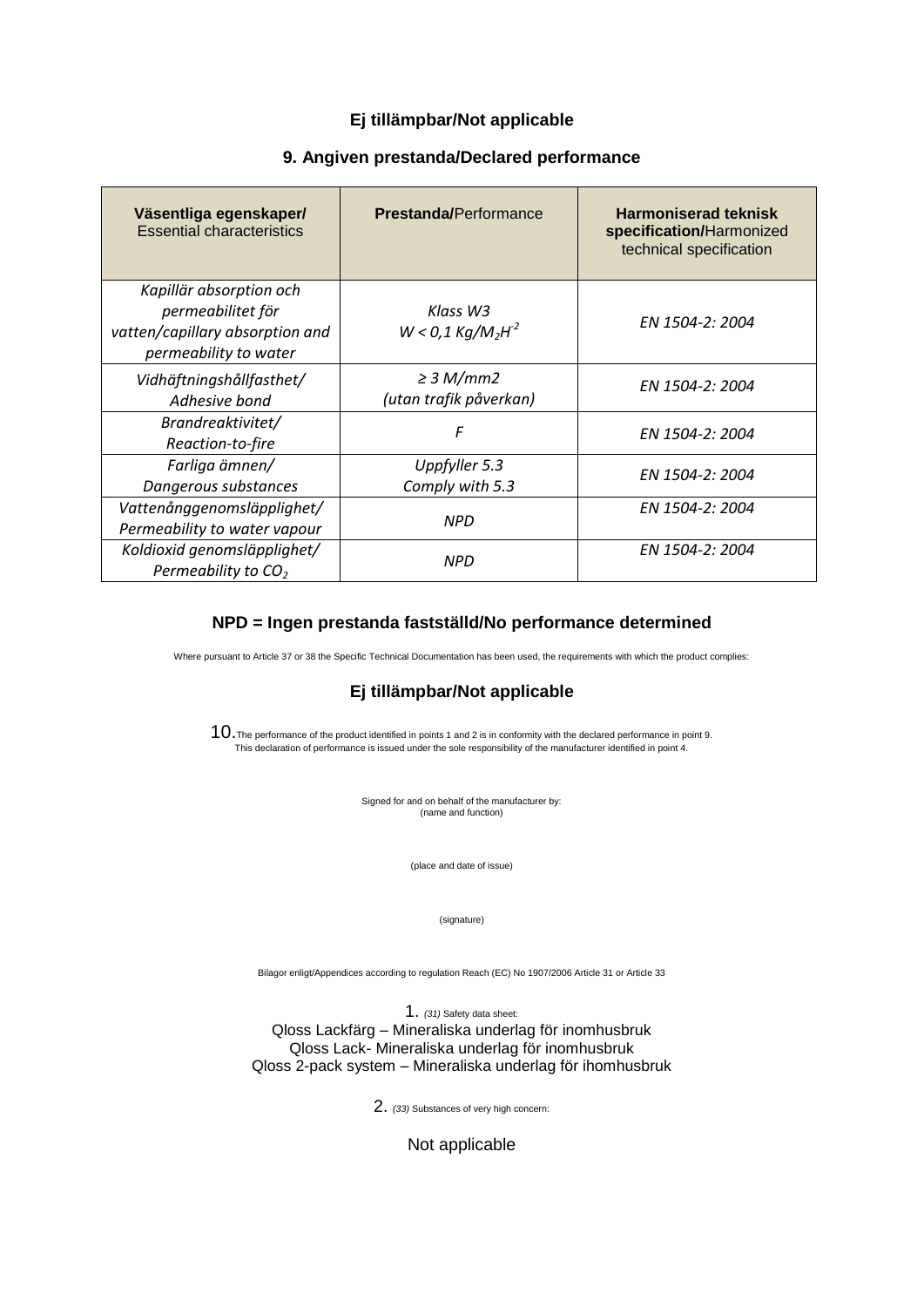**Ej tillämpbar/Not applicable**

## 9. Angiven prestanda/Declared performance

| **Väsentliga egenskaper/** Essential characteristics | **Prestanda/**Performance | **Harmoniserad teknisk specification/**Harmonized technical specification |
|---|---|---|
| *Kapillär absorption och permeabilitet för vatten/capillary absorption and permeability to water* | *Klass W3* $W < 0,1\ Kg/M_2H^{-2}$ | *EN 1504-2: 2004* |
| *Vidhäftningshållfasthet/ Adhesive bond* | *≥ 3 M/mm2 (utan trafik påverkan)* | *EN 1504-2: 2004* |
| *Brandreaktivitet/ Reaction-to-fire* | *F* | *EN 1504-2: 2004* |
| *Farliga ämnen/ Dangerous substances* | *Uppfyller 5.3 Comply with 5.3* | *EN 1504-2: 2004* |
| *Vattenånggenomsläpplighet/ Permeability to water vapour* | *NPD* | *EN 1504-2: 2004* |
| *Koldioxid genomsläpplighet/ Permeability to* $CO_2$ | *NPD* | *EN 1504-2: 2004* |

**NPD = Ingen prestanda fastställd/No performance determined**

Where pursuant to Article 37 or 38 the Specific Technical Documentation has been used, the requirements with which the product complies:

**Ej tillämpbar/Not applicable**

10. The performance of the product identified in points 1 and 2 is in conformity with the declared performance in point 9.
This declaration of performance is issued under the sole responsibility of the manufacturer identified in point 4.

Signed for and on behalf of the manufacturer by:
(name and function)

(place and date of issue)

(signature)

Bilagor enligt/Appendices according to regulation Reach (EC) No 1907/2006 Article 31 or Article 33

1. *(31)* Safety data sheet:
Qloss Lackfärg – Mineraliska underlag för inomhusbruk
Qloss Lack- Mineraliska underlag för inomhusbruk
Qloss 2-pack system – Mineraliska underlag för ihomhusbruk

2. *(33)* Substances of very high concern:

Not applicable